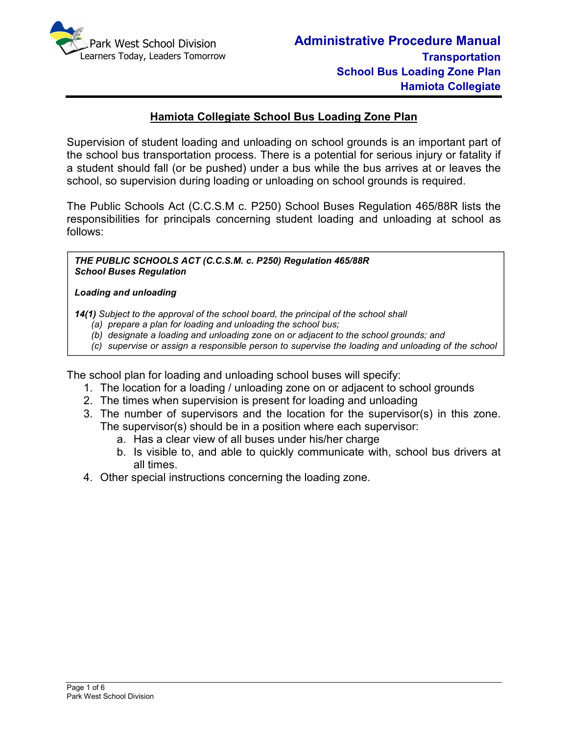# Hamiota Collegiate School Bus Loading Zone Plan

Supervision of student loading and unloading on school grounds is an important part of the school bus transportation process. There is a potential for serious injury or fatality if a student should fall (or be pushed) under a bus while the bus arrives at or leaves the school, so supervision during loading or unloading on school grounds is required.

The Public Schools Act (C.C.S.M c. P250) School Buses Regulation 465/88R lists the responsibilities for principals concerning student loading and unloading at school as follows:

> ***THE PUBLIC SCHOOLS ACT (C.C.S.M. c. P250) Regulation 465/88R***
> ***School Buses Regulation***
>
> ***Loading and unloading***
>
> ***14(1)*** *Subject to the approval of the school board, the principal of the school shall*
> *(a) prepare a plan for loading and unloading the school bus;*
> *(b) designate a loading and unloading zone on or adjacent to the school grounds; and*
> *(c) supervise or assign a responsible person to supervise the loading and unloading of the school*

The school plan for loading and unloading school buses will specify:

1. The location for a loading / unloading zone on or adjacent to school grounds
2. The times when supervision is present for loading and unloading
3. The number of supervisors and the location for the supervisor(s) in this zone. The supervisor(s) should be in a position where each supervisor:
   a. Has a clear view of all buses under his/her charge
   b. Is visible to, and able to quickly communicate with, school bus drivers at all times.
4. Other special instructions concerning the loading zone.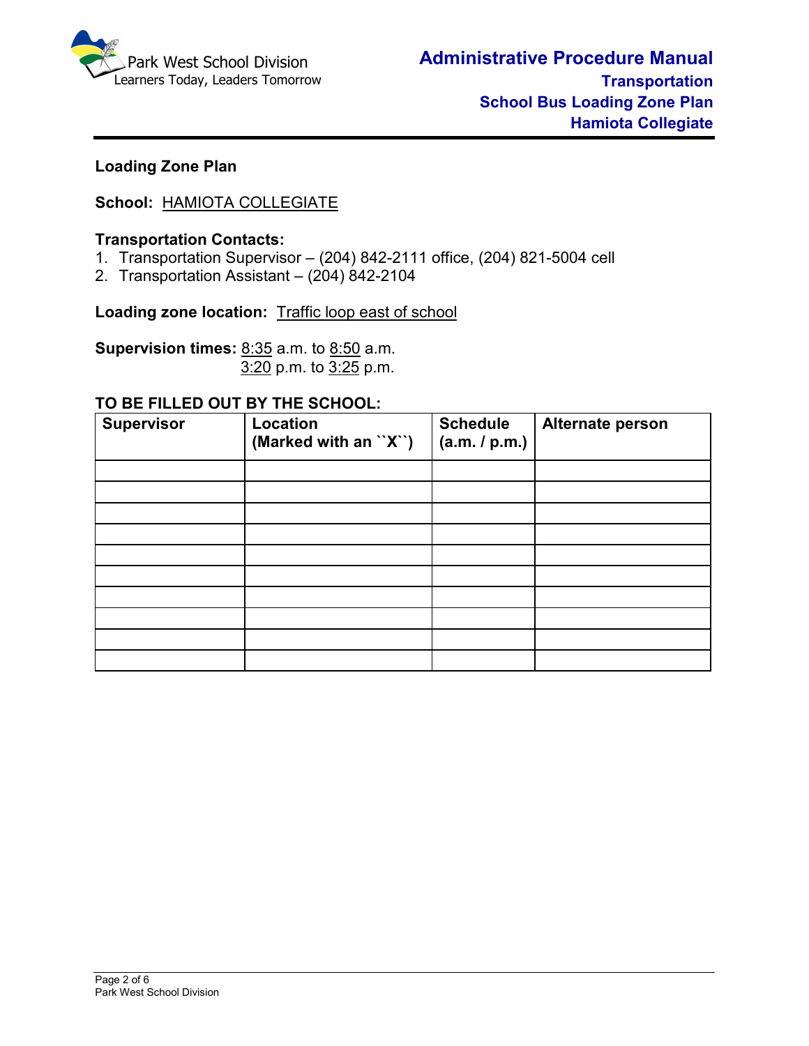## Loading Zone Plan

**School:** HAMIOTA COLLEGIATE

**Transportation Contacts:**

1. Transportation Supervisor – (204) 842-2111 office, (204) 821-5004 cell
2. Transportation Assistant – (204) 842-2104

**Loading zone location:** Traffic loop east of school

**Supervision times:** 8:35 a.m. to 8:50 a.m.
3:20 p.m. to 3:25 p.m.

**TO BE FILLED OUT BY THE SCHOOL:**

| Supervisor | Location (Marked with an ``X``) | Schedule (a.m. / p.m.) | Alternate person |
|---|---|---|---|
| | | | |
| | | | |
| | | | |
| | | | |
| | | | |
| | | | |
| | | | |
| | | | |
| | | | |
| | | | |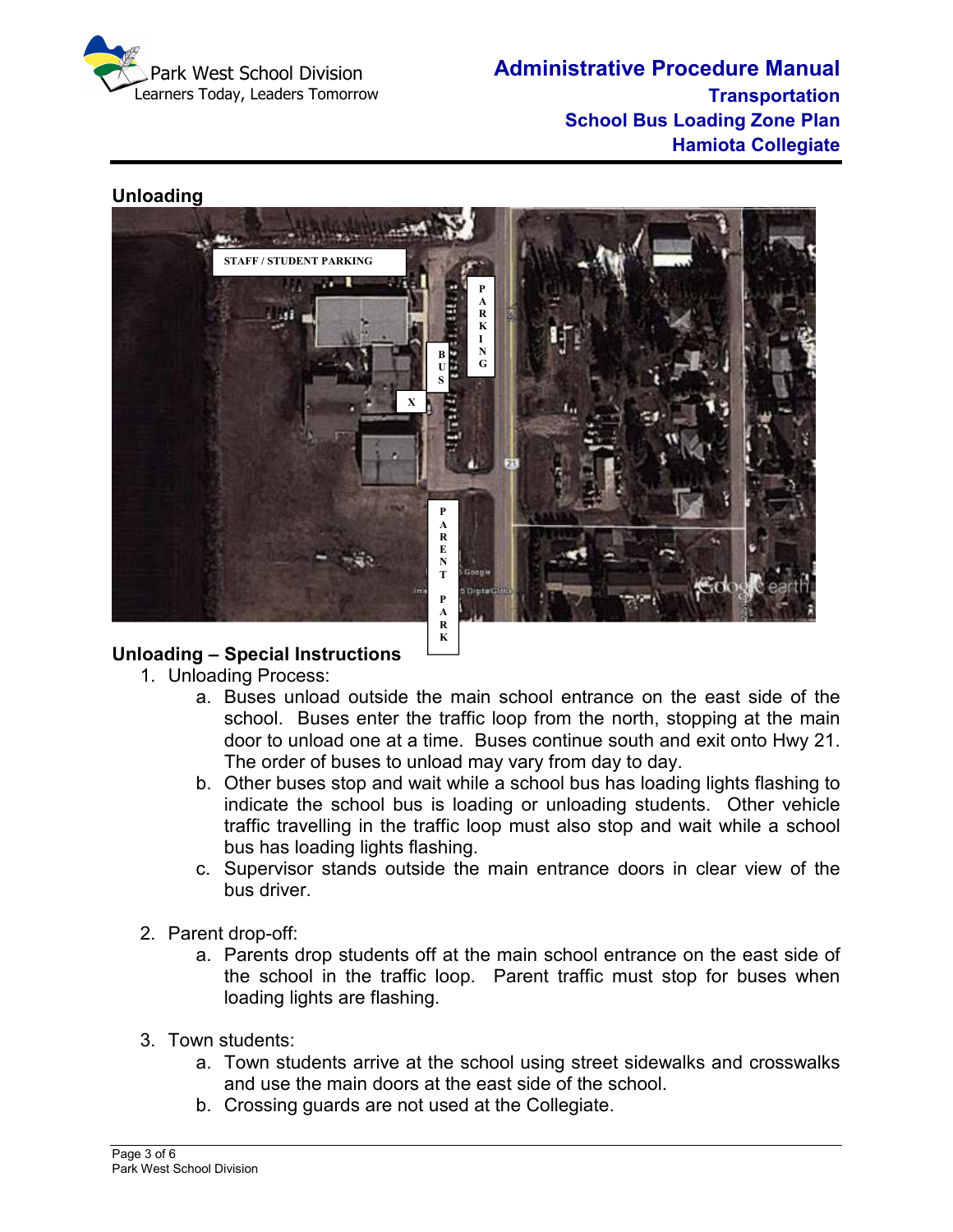## Unloading

STAFF / STUDENT PARKING

PARKING

BUS

X

PARENT PARK

## Unloading – Special Instructions

1. Unloading Process:
   a. Buses unload outside the main school entrance on the east side of the school. Buses enter the traffic loop from the north, stopping at the main door to unload one at a time. Buses continue south and exit onto Hwy 21. The order of buses to unload may vary from day to day.
   b. Other buses stop and wait while a school bus has loading lights flashing to indicate the school bus is loading or unloading students. Other vehicle traffic travelling in the traffic loop must also stop and wait while a school bus has loading lights flashing.
   c. Supervisor stands outside the main entrance doors in clear view of the bus driver.

2. Parent drop-off:
   a. Parents drop students off at the main school entrance on the east side of the school in the traffic loop. Parent traffic must stop for buses when loading lights are flashing.

3. Town students:
   a. Town students arrive at the school using street sidewalks and crosswalks and use the main doors at the east side of the school.
   b. Crossing guards are not used at the Collegiate.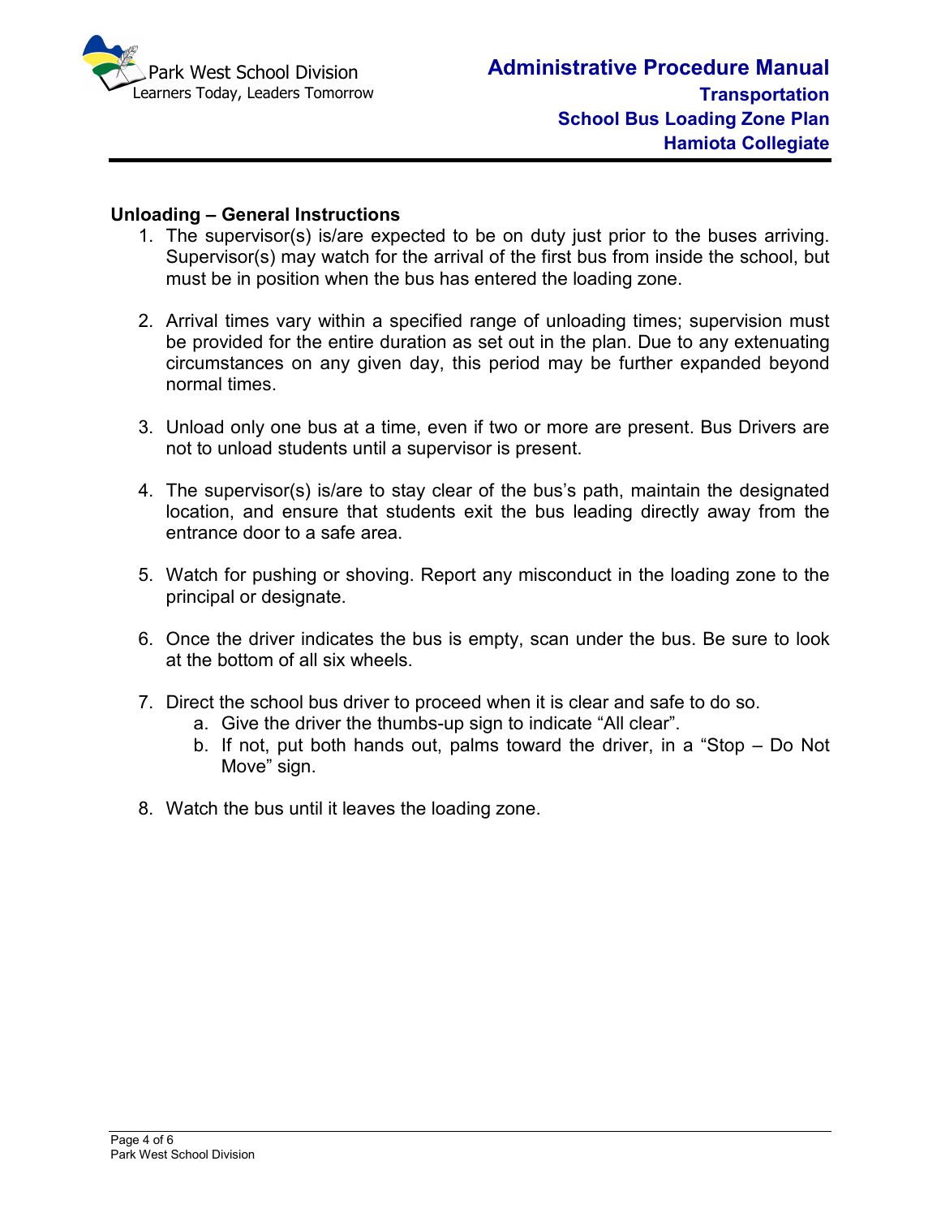**Unloading – General Instructions**

1. The supervisor(s) is/are expected to be on duty just prior to the buses arriving. Supervisor(s) may watch for the arrival of the first bus from inside the school, but must be in position when the bus has entered the loading zone.

2. Arrival times vary within a specified range of unloading times; supervision must be provided for the entire duration as set out in the plan. Due to any extenuating circumstances on any given day, this period may be further expanded beyond normal times.

3. Unload only one bus at a time, even if two or more are present. Bus Drivers are not to unload students until a supervisor is present.

4. The supervisor(s) is/are to stay clear of the bus's path, maintain the designated location, and ensure that students exit the bus leading directly away from the entrance door to a safe area.

5. Watch for pushing or shoving. Report any misconduct in the loading zone to the principal or designate.

6. Once the driver indicates the bus is empty, scan under the bus. Be sure to look at the bottom of all six wheels.

7. Direct the school bus driver to proceed when it is clear and safe to do so.
   a. Give the driver the thumbs-up sign to indicate "All clear".
   b. If not, put both hands out, palms toward the driver, in a "Stop – Do Not Move" sign.

8. Watch the bus until it leaves the loading zone.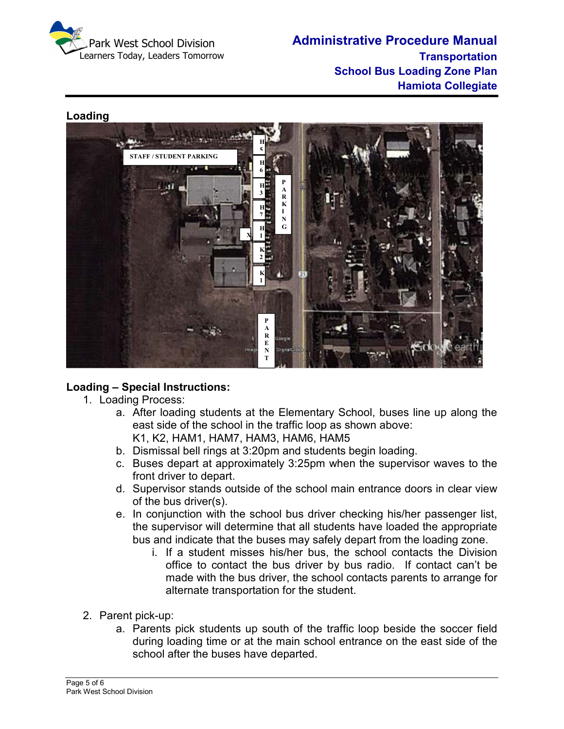**Loading**

**Loading – Special Instructions:**

1. Loading Process:
   a. After loading students at the Elementary School, buses line up along the east side of the school in the traffic loop as shown above:
      K1, K2, HAM1, HAM7, HAM3, HAM6, HAM5
   b. Dismissal bell rings at 3:20pm and students begin loading.
   c. Buses depart at approximately 3:25pm when the supervisor waves to the front driver to depart.
   d. Supervisor stands outside of the school main entrance doors in clear view of the bus driver(s).
   e. In conjunction with the school bus driver checking his/her passenger list, the supervisor will determine that all students have loaded the appropriate bus and indicate that the buses may safely depart from the loading zone.
      i. If a student misses his/her bus, the school contacts the Division office to contact the bus driver by bus radio. If contact can't be made with the bus driver, the school contacts parents to arrange for alternate transportation for the student.

2. Parent pick-up:
   a. Parents pick students up south of the traffic loop beside the soccer field during loading time or at the main school entrance on the east side of the school after the buses have departed.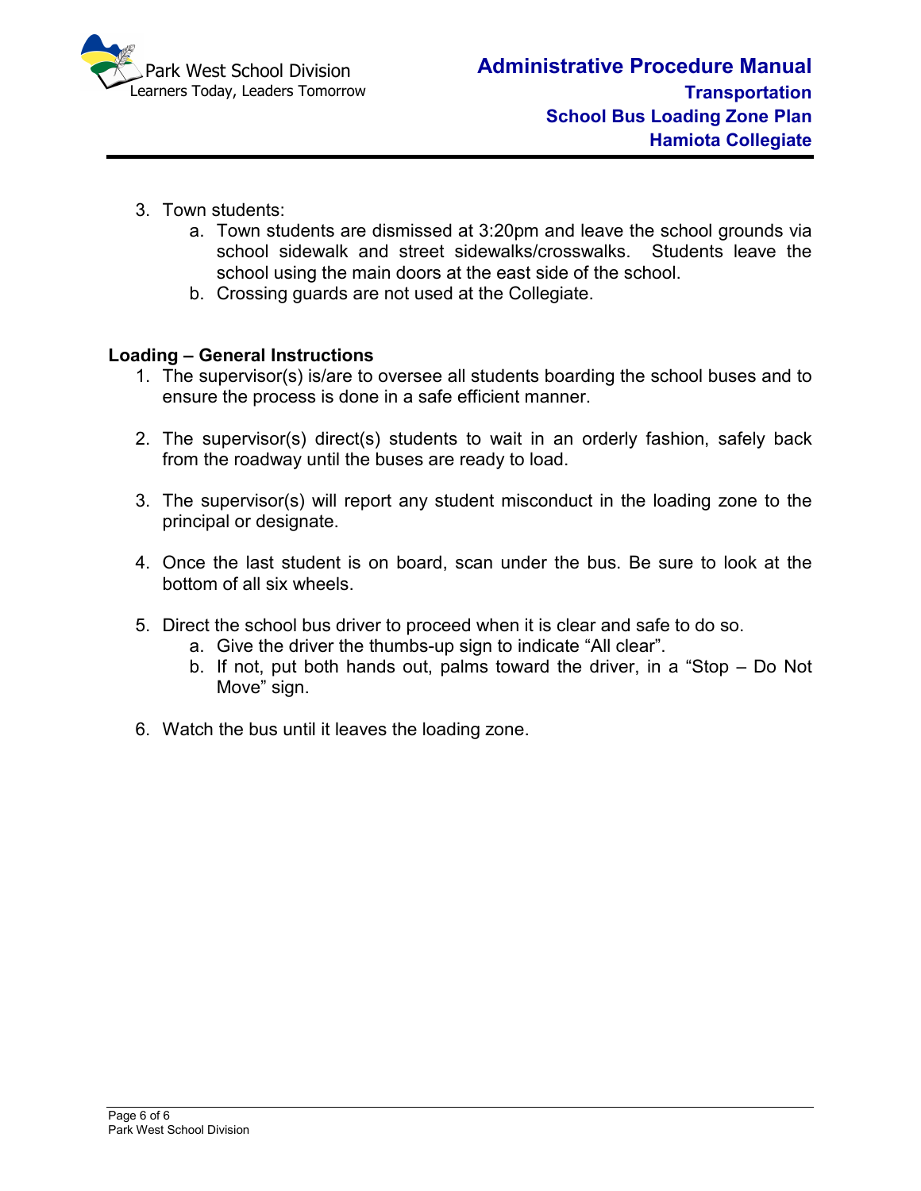3. Town students:
    a. Town students are dismissed at 3:20pm and leave the school grounds via school sidewalk and street sidewalks/crosswalks. Students leave the school using the main doors at the east side of the school.
    b. Crossing guards are not used at the Collegiate.

**Loading – General Instructions**

1. The supervisor(s) is/are to oversee all students boarding the school buses and to ensure the process is done in a safe efficient manner.

2. The supervisor(s) direct(s) students to wait in an orderly fashion, safely back from the roadway until the buses are ready to load.

3. The supervisor(s) will report any student misconduct in the loading zone to the principal or designate.

4. Once the last student is on board, scan under the bus. Be sure to look at the bottom of all six wheels.

5. Direct the school bus driver to proceed when it is clear and safe to do so.
    a. Give the driver the thumbs-up sign to indicate "All clear".
    b. If not, put both hands out, palms toward the driver, in a "Stop – Do Not Move" sign.

6. Watch the bus until it leaves the loading zone.